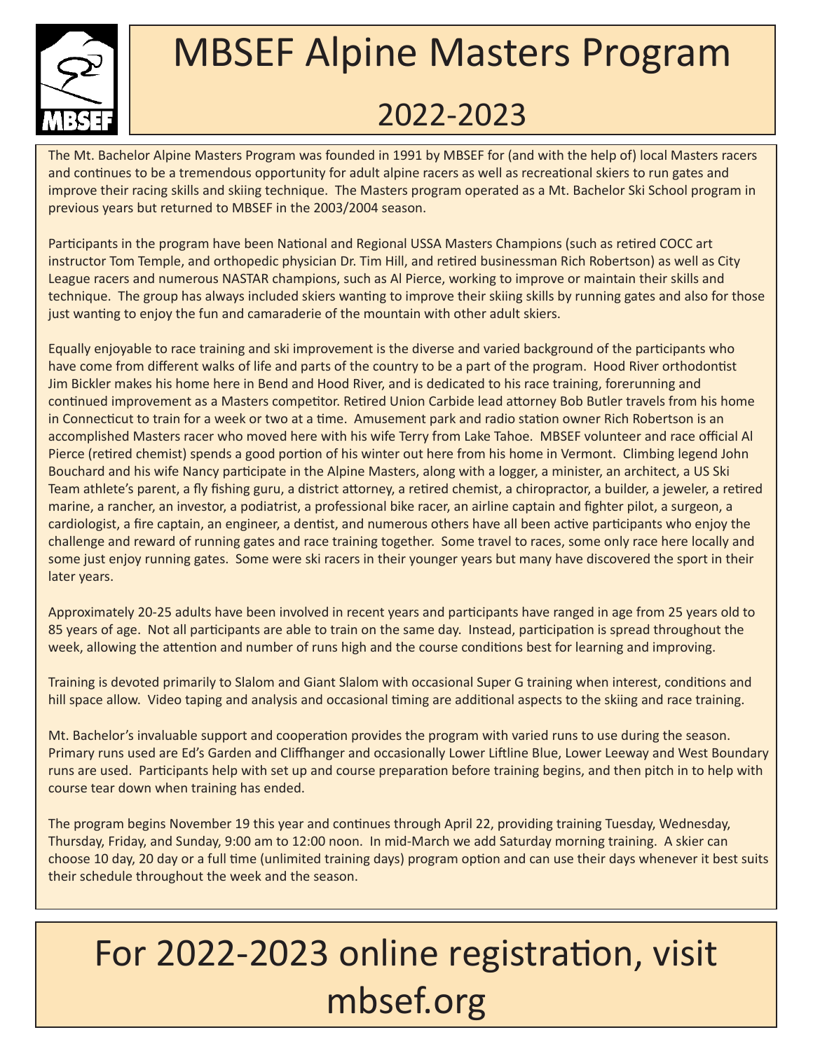# MBSEF Alpine Masters Program

## 2022-2023

The Mt. Bachelor Alpine Masters Program was founded in 1991 by MBSEF for (and with the help of) local Masters racers and continues to be a tremendous opportunity for adult alpine racers as well as recreational skiers to run gates and improve their racing skills and skiing technique. The Masters program operated as a Mt. Bachelor Ski School program in previous years but returned to MBSEF in the 2003/2004 season.

Participants in the program have been National and Regional USSA Masters Champions (such as retired COCC art instructor Tom Temple, and orthopedic physician Dr. Tim Hill, and retired businessman Rich Robertson) as well as City League racers and numerous NASTAR champions, such as Al Pierce, working to improve or maintain their skills and technique. The group has always included skiers wanting to improve their skiing skills by running gates and also for those just wanting to enjoy the fun and camaraderie of the mountain with other adult skiers.

Equally enjoyable to race training and ski improvement is the diverse and varied background of the participants who have come from different walks of life and parts of the country to be a part of the program. Hood River orthodontist Jim Bickler makes his home here in Bend and Hood River, and is dedicated to his race training, forerunning and continued improvement as a Masters competitor. Retired Union Carbide lead attorney Bob Butler travels from his home in Connecticut to train for a week or two at a time. Amusement park and radio station owner Rich Robertson is an accomplished Masters racer who moved here with his wife Terry from Lake Tahoe. MBSEF volunteer and race official Al Pierce (retired chemist) spends a good portion of his winter out here from his home in Vermont. Climbing legend John Bouchard and his wife Nancy participate in the Alpine Masters, along with a logger, a minister, an architect, a US Ski Team athlete's parent, a fly fishing guru, a district attorney, a retired chemist, a chiropractor, a builder, a jeweler, a retired marine, a rancher, an investor, a podiatrist, a professional bike racer, an airline captain and fighter pilot, a surgeon, a cardiologist, a fire captain, an engineer, a dentist, and numerous others have all been active participants who enjoy the challenge and reward of running gates and race training together. Some travel to races, some only race here locally and some just enjoy running gates. Some were ski racers in their younger years but many have discovered the sport in their later years.

Approximately 20-25 adults have been involved in recent years and participants have ranged in age from 25 years old to 85 years of age. Not all participants are able to train on the same day. Instead, participation is spread throughout the week, allowing the attention and number of runs high and the course conditions best for learning and improving.

Training is devoted primarily to Slalom and Giant Slalom with occasional Super G training when interest, conditions and hill space allow. Video taping and analysis and occasional timing are additional aspects to the skiing and race training.

Mt. Bachelor's invaluable support and cooperation provides the program with varied runs to use during the season. Primary runs used are Ed's Garden and Cliffhanger and occasionally Lower Liftline Blue, Lower Leeway and West Boundary runs are used. Participants help with set up and course preparation before training begins, and then pitch in to help with course tear down when training has ended.

The program begins November 19 this year and continues through April 22, providing training Tuesday, Wednesday, Thursday, Friday, and Sunday, 9:00 am to 12:00 noon. In mid-March we add Saturday morning training. A skier can choose 10 day, 20 day or a full time (unlimited training days) program option and can use their days whenever it best suits their schedule throughout the week and the season.

# For 2022-2023 online registration, visit mbsef.org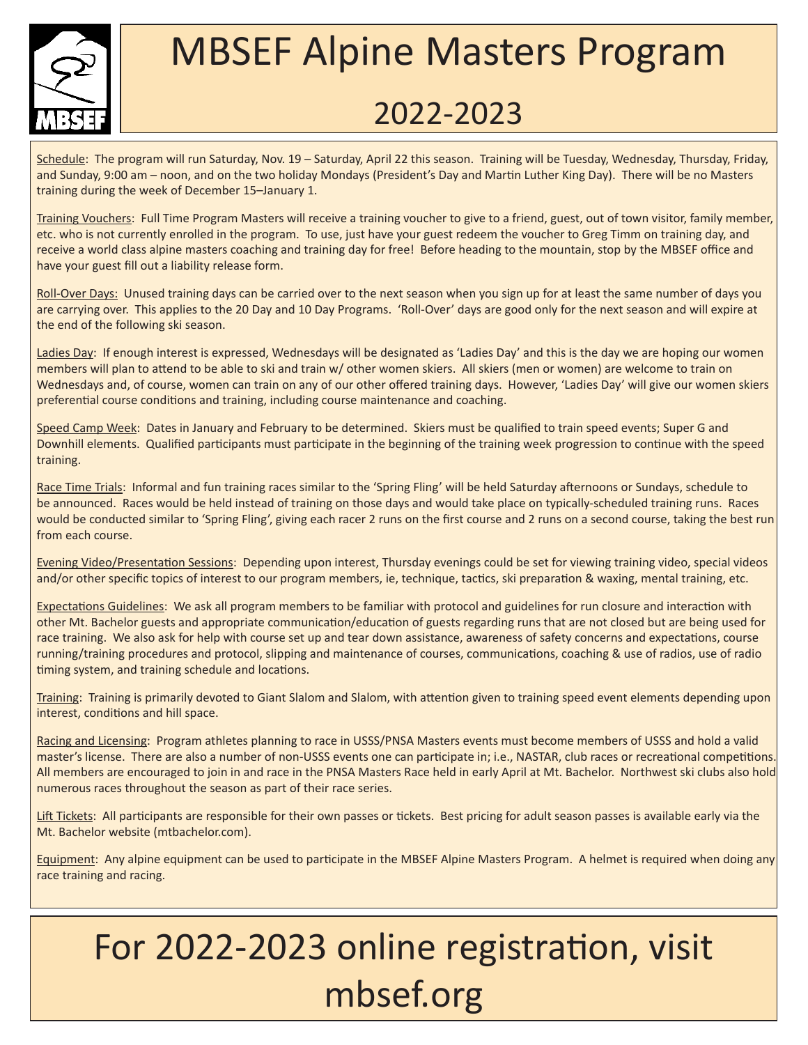# MBSEF Alpine Masters Program

## 2022-2023

Schedule: The program will run Saturday, Nov. 19 – Saturday, April 22 this season. Training will be Tuesday, Wednesday, Thursday, Friday, and Sunday, 9:00 am – noon, and on the two holiday Mondays (President's Day and Martin Luther King Day). There will be no Masters training during the week of December 15–January 1.

Training Vouchers: Full Time Program Masters will receive a training voucher to give to a friend, guest, out of town visitor, family member, etc. who is not currently enrolled in the program. To use, just have your guest redeem the voucher to Greg Timm on training day, and receive a world class alpine masters coaching and training day for free! Before heading to the mountain, stop by the MBSEF office and have your guest fill out a liability release form.

Roll-Over Days: Unused training days can be carried over to the next season when you sign up for at least the same number of days you are carrying over. This applies to the 20 Day and 10 Day Programs. 'Roll-Over' days are good only for the next season and will expire at the end of the following ski season.

Ladies Day: If enough interest is expressed, Wednesdays will be designated as 'Ladies Day' and this is the day we are hoping our women members will plan to attend to be able to ski and train w/ other women skiers. All skiers (men or women) are welcome to train on Wednesdays and, of course, women can train on any of our other offered training days. However, 'Ladies Day' will give our women skiers preferential course conditions and training, including course maintenance and coaching.

Speed Camp Week: Dates in January and February to be determined. Skiers must be qualified to train speed events; Super G and Downhill elements. Qualified participants must participate in the beginning of the training week progression to continue with the speed training.

Race Time Trials: Informal and fun training races similar to the 'Spring Fling' will be held Saturday afternoons or Sundays, schedule to be announced. Races would be held instead of training on those days and would take place on typically-scheduled training runs. Races would be conducted similar to 'Spring Fling', giving each racer 2 runs on the first course and 2 runs on a second course, taking the best run from each course.

Evening Video/Presentation Sessions: Depending upon interest, Thursday evenings could be set for viewing training video, special videos and/or other specific topics of interest to our program members, ie, technique, tactics, ski preparation & waxing, mental training, etc.

Expectations Guidelines: We ask all program members to be familiar with protocol and guidelines for run closure and interaction with other Mt. Bachelor guests and appropriate communication/education of guests regarding runs that are not closed but are being used for race training. We also ask for help with course set up and tear down assistance, awareness of safety concerns and expectations, course running/training procedures and protocol, slipping and maintenance of courses, communications, coaching & use of radios, use of radio timing system, and training schedule and locations.

Training: Training is primarily devoted to Giant Slalom and Slalom, with attention given to training speed event elements depending upon interest, conditions and hill space.

Racing and Licensing: Program athletes planning to race in USSS/PNSA Masters events must become members of USSS and hold a valid master's license. There are also a number of non-USSS events one can participate in; i.e., NASTAR, club races or recreational competitions. All members are encouraged to join in and race in the PNSA Masters Race held in early April at Mt. Bachelor. Northwest ski clubs also hold numerous races throughout the season as part of their race series.

Lift Tickets: All participants are responsible for their own passes or tickets. Best pricing for adult season passes is available early via the Mt. Bachelor website (mtbachelor.com).

Equipment: Any alpine equipment can be used to participate in the MBSEF Alpine Masters Program. A helmet is required when doing any race training and racing.

# For 2022-2023 online registration, visit mbsef.org